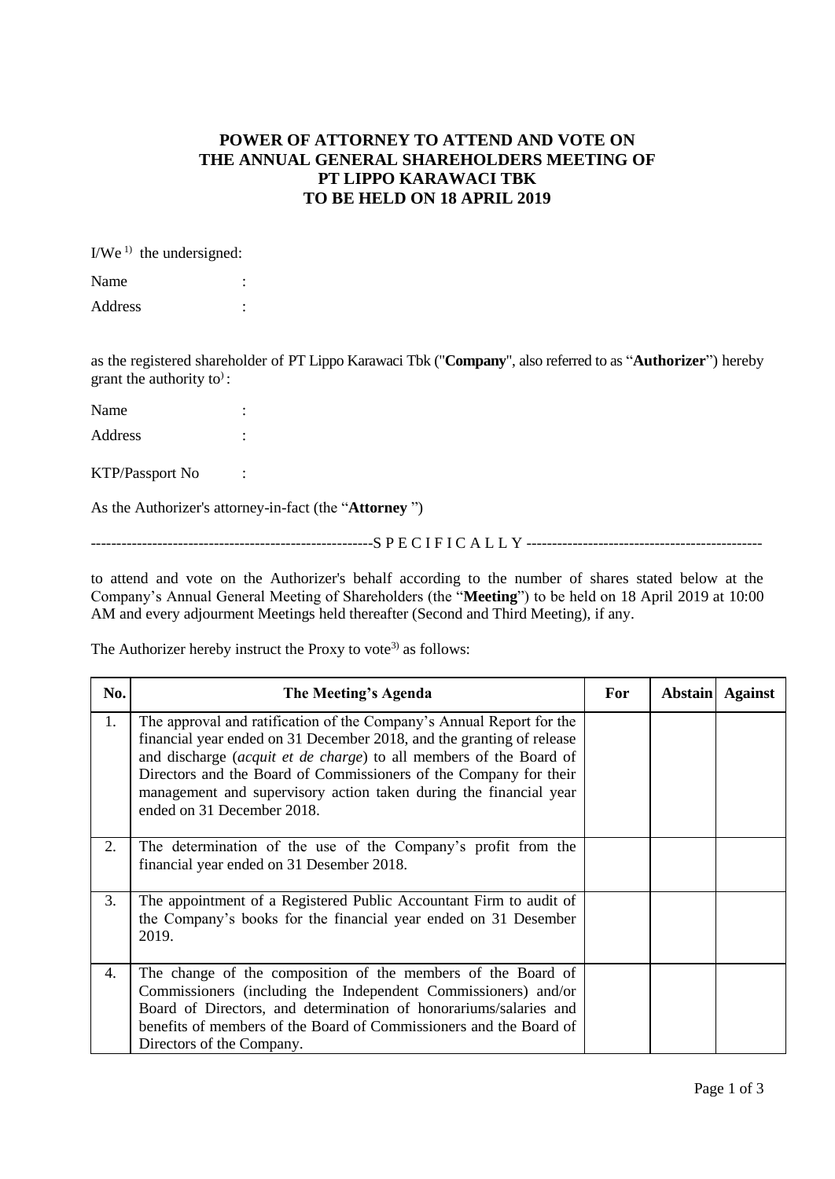# POWER OF ATTORNEY TO ATTEND AND VOTE ON THE ANNUAL GENERAL SHAREHOLDERS MEETING OF PT LIPPO KARAWACI TBK TO BE HELD ON 18 APRIL 2019

I/We [1] the undersigned:

Name :

Address :

as the registered shareholder of PT Lippo Karawaci Tbk ("**Company**", also referred to as "**Authorizer**") hereby grant the authority to[)] :

Name :

Address :

KTP/Passport No :

As the Authorizer's attorney-in-fact (the "**Attorney** ")

------------------------------------------------------S P E C I F I C A L L Y ----------------------------------------------

to attend and vote on the Authorizer's behalf according to the number of shares stated below at the Company's Annual General Meeting of Shareholders (the "**Meeting**") to be held on 18 April 2019 at 10:00 AM and every adjourment Meetings held thereafter (Second and Third Meeting), if any.

The Authorizer hereby instruct the Proxy to vote[3] as follows:

| No. | The Meeting's Agenda | For | Abstain | Against |
|---|---|---|---|---|
| 1. | The approval and ratification of the Company's Annual Report for the financial year ended on 31 December 2018, and the granting of release and discharge (*acquit et de charge*) to all members of the Board of Directors and the Board of Commissioners of the Company for their management and supervisory action taken during the financial year ended on 31 December 2018. | | | |
| 2. | The determination of the use of the Company's profit from the financial year ended on 31 Desember 2018. | | | |
| 3. | The appointment of a Registered Public Accountant Firm to audit of the Company's books for the financial year ended on 31 Desember 2019. | | | |
| 4. | The change of the composition of the members of the Board of Commissioners (including the Independent Commissioners) and/or Board of Directors, and determination of honorariums/salaries and benefits of members of the Board of Commissioners and the Board of Directors of the Company. | | | |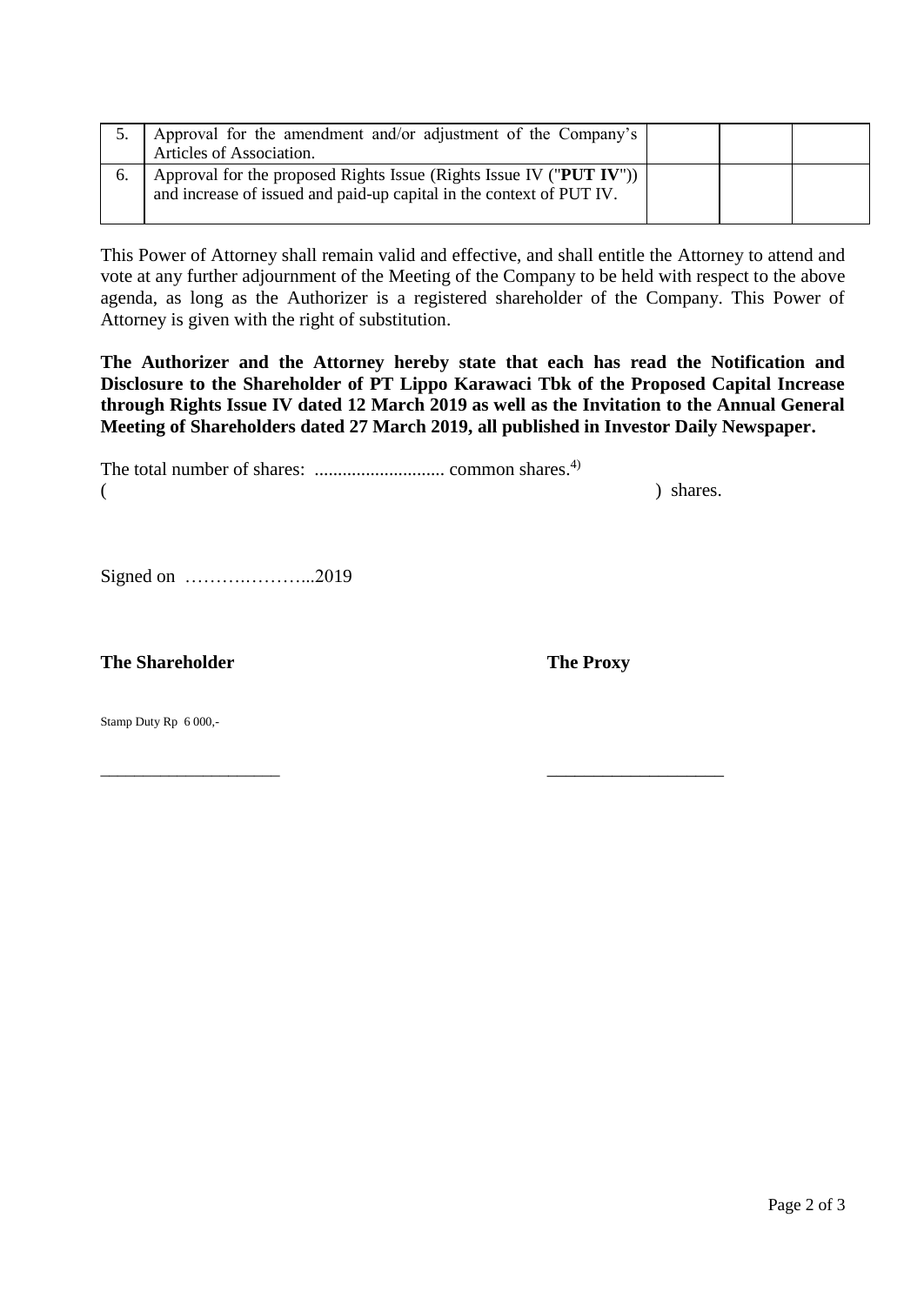| | | | | |
|---|---|---|---|---|
| 5. | Approval for the amendment and/or adjustment of the Company's Articles of Association. | | | |
| 6. | Approval for the proposed Rights Issue (Rights Issue IV ("**PUT IV**")) and increase of issued and paid-up capital in the context of PUT IV. | | | |

This Power of Attorney shall remain valid and effective, and shall entitle the Attorney to attend and vote at any further adjournment of the Meeting of the Company to be held with respect to the above agenda, as long as the Authorizer is a registered shareholder of the Company. This Power of Attorney is given with the right of substitution.

**The Authorizer and the Attorney hereby state that each has read the Notification and Disclosure to the Shareholder of PT Lippo Karawaci Tbk of the Proposed Capital Increase through Rights Issue IV dated 12 March 2019 as well as the Invitation to the Annual General Meeting of Shareholders dated 27 March 2019, all published in Investor Daily Newspaper.**

The total number of shares: ............................ common shares.[4)]
( ) shares.

Signed on …………………...2019

**The Shareholder** **The Proxy**

Stamp Duty Rp 6 000,-

\_\_\_\_\_\_\_\_\_\_\_\_\_\_\_\_\_\_\_\_\_ \_\_\_\_\_\_\_\_\_\_\_\_\_\_\_\_\_\_\_\_\_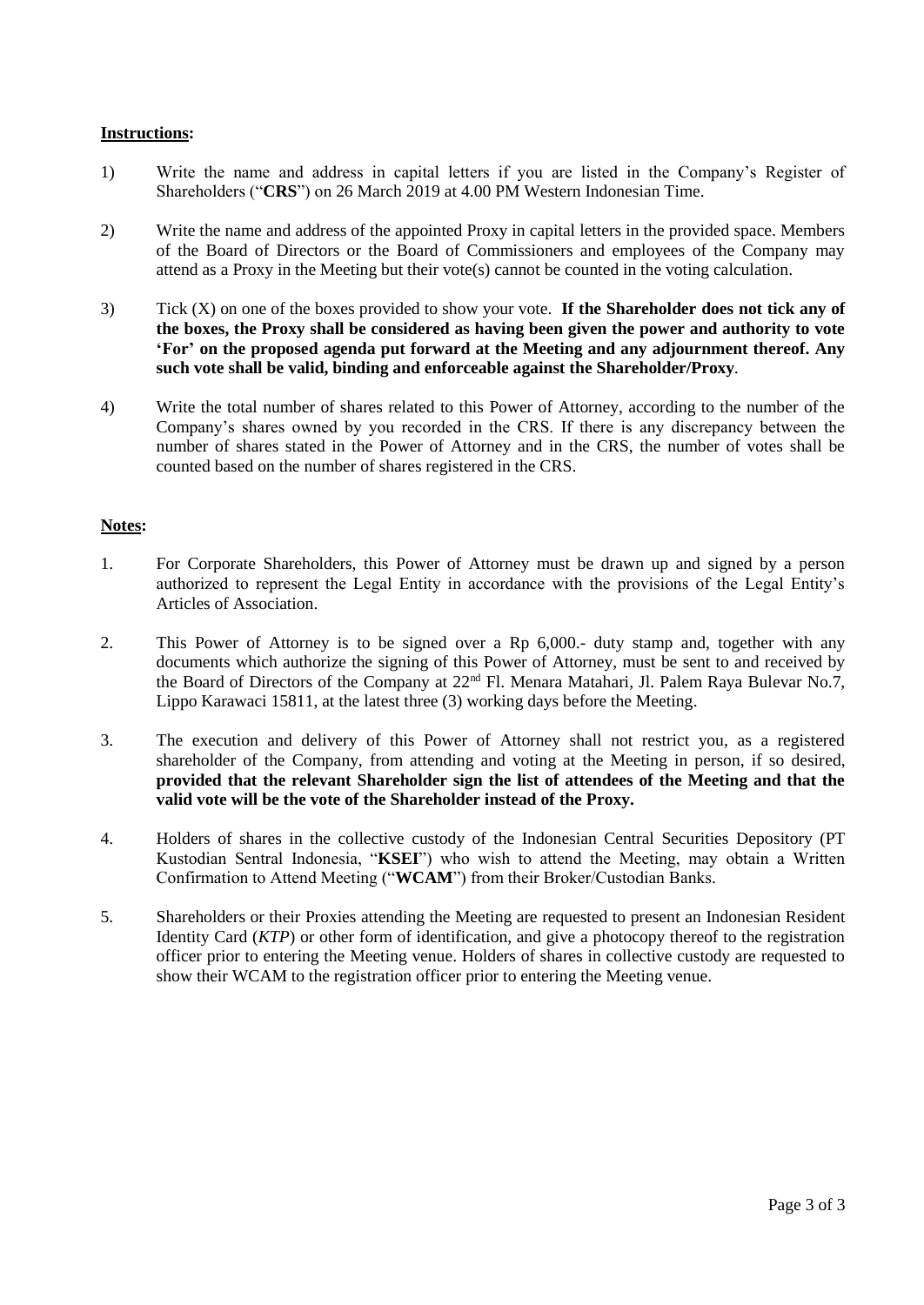**<u>Instructions</u>:**

1) Write the name and address in capital letters if you are listed in the Company's Register of Shareholders ("**CRS**") on 26 March 2019 at 4.00 PM Western Indonesian Time.

2) Write the name and address of the appointed Proxy in capital letters in the provided space. Members of the Board of Directors or the Board of Commissioners and employees of the Company may attend as a Proxy in the Meeting but their vote(s) cannot be counted in the voting calculation.

3) Tick (X) on one of the boxes provided to show your vote. **If the Shareholder does not tick any of the boxes, the Proxy shall be considered as having been given the power and authority to vote 'For' on the proposed agenda put forward at the Meeting and any adjournment thereof. Any such vote shall be valid, binding and enforceable against the Shareholder/Proxy**.

4) Write the total number of shares related to this Power of Attorney, according to the number of the Company's shares owned by you recorded in the CRS. If there is any discrepancy between the number of shares stated in the Power of Attorney and in the CRS, the number of votes shall be counted based on the number of shares registered in the CRS.

**<u>Notes</u>:**

1. For Corporate Shareholders, this Power of Attorney must be drawn up and signed by a person authorized to represent the Legal Entity in accordance with the provisions of the Legal Entity's Articles of Association.

2. This Power of Attorney is to be signed over a Rp 6,000.- duty stamp and, together with any documents which authorize the signing of this Power of Attorney, must be sent to and received by the Board of Directors of the Company at 22nd Fl. Menara Matahari, Jl. Palem Raya Bulevar No.7, Lippo Karawaci 15811, at the latest three (3) working days before the Meeting.

3. The execution and delivery of this Power of Attorney shall not restrict you, as a registered shareholder of the Company, from attending and voting at the Meeting in person, if so desired, **provided that the relevant Shareholder sign the list of attendees of the Meeting and that the valid vote will be the vote of the Shareholder instead of the Proxy.**

4. Holders of shares in the collective custody of the Indonesian Central Securities Depository (PT Kustodian Sentral Indonesia, "**KSEI**") who wish to attend the Meeting, may obtain a Written Confirmation to Attend Meeting ("**WCAM**") from their Broker/Custodian Banks.

5. Shareholders or their Proxies attending the Meeting are requested to present an Indonesian Resident Identity Card (*KTP*) or other form of identification, and give a photocopy thereof to the registration officer prior to entering the Meeting venue. Holders of shares in collective custody are requested to show their WCAM to the registration officer prior to entering the Meeting venue.